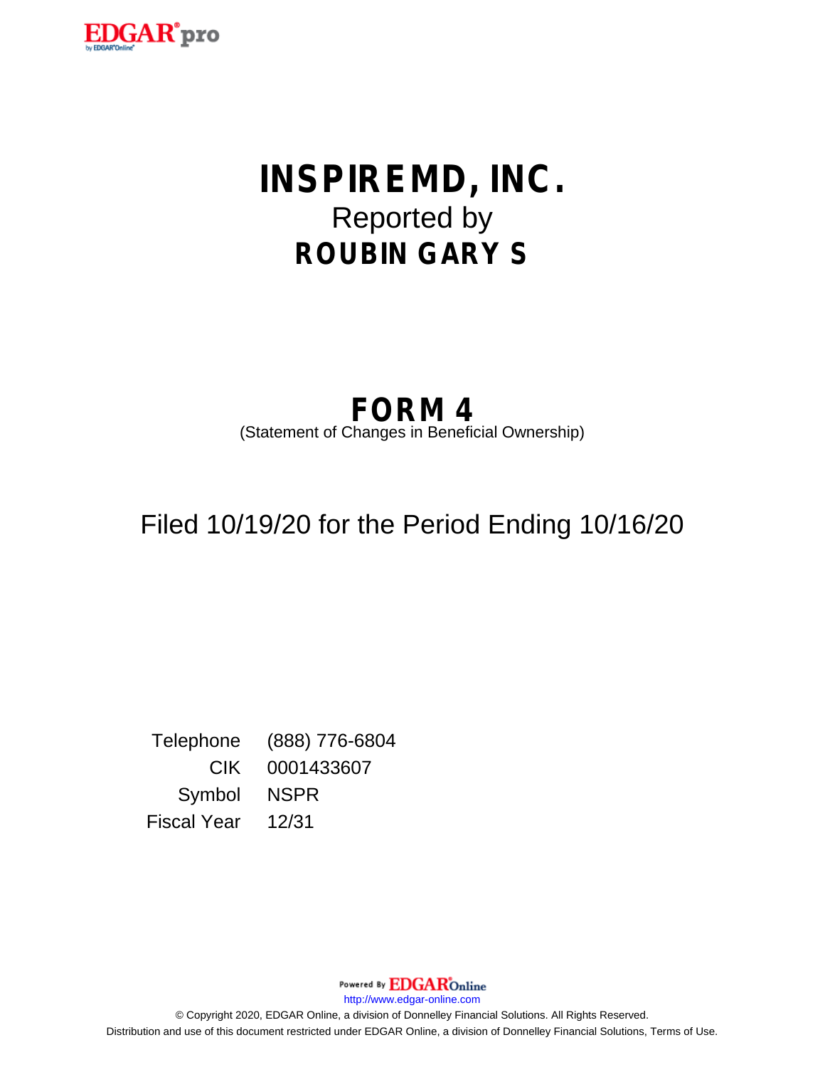# INSPIREMD, INC.

Reported by

## ROUBIN GARY S

## FORM 4

(Statement of Changes in Beneficial Ownership)

Filed 10/19/20 for the Period Ending 10/16/20

| | |
|---|---|
| Telephone | (888) 776-6804 |
| CIK | 0001433607 |
| Symbol | NSPR |
| Fiscal Year | 12/31 |

Powered By EDGAR Online

http://www.edgar-online.com

© Copyright 2020, EDGAR Online, a division of Donnelley Financial Solutions. All Rights Reserved.

Distribution and use of this document restricted under EDGAR Online, a division of Donnelley Financial Solutions, Terms of Use.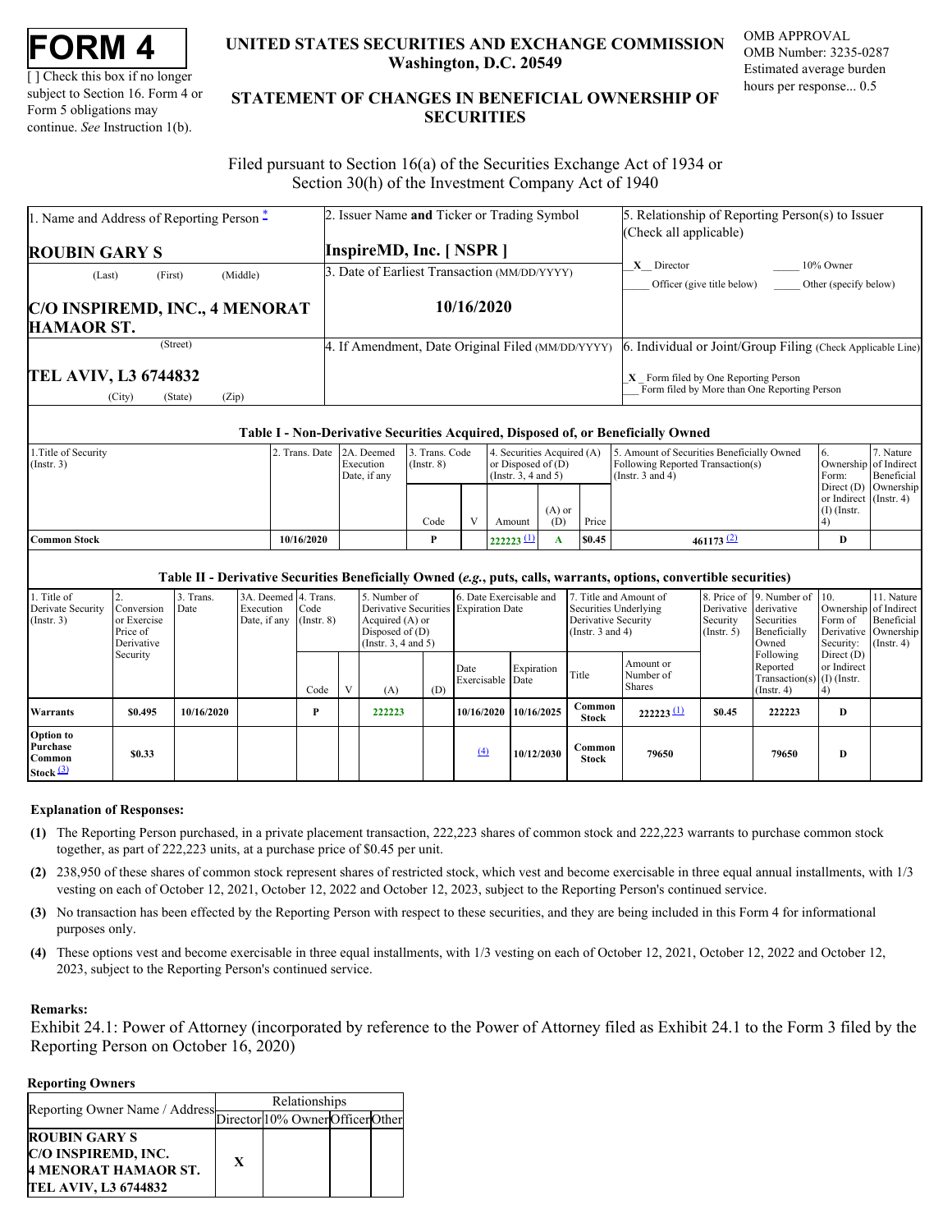# FORM 4

[ ] Check this box if no longer subject to Section 16. Form 4 or Form 5 obligations may continue. *See* Instruction 1(b).

**UNITED STATES SECURITIES AND EXCHANGE COMMISSION**
**Washington, D.C. 20549**

**STATEMENT OF CHANGES IN BENEFICIAL OWNERSHIP OF SECURITIES**

OMB APPROVAL
OMB Number: 3235-0287
Estimated average burden hours per response... 0.5

Filed pursuant to Section 16(a) of the Securities Exchange Act of 1934 or Section 30(h) of the Investment Company Act of 1940

| 1. Name and Address of Reporting Person * | 2. Issuer Name **and** Ticker or Trading Symbol | 5. Relationship of Reporting Person(s) to Issuer (Check all applicable) |
|---|---|---|
| **ROUBIN GARY S** | **InspireMD, Inc. [ NSPR ]** | _X_ Director ___ 10% Owner |
| (Last) (First) (Middle) | 3. Date of Earliest Transaction (MM/DD/YYYY) | ___ Officer (give title below) ___ Other (specify below) |
| **C/O INSPIREMD, INC., 4 MENORAT HAMAOR ST.** | **10/16/2020** | |
| (Street) | 4. If Amendment, Date Original Filed (MM/DD/YYYY) | 6. Individual or Joint/Group Filing (Check Applicable Line) |
| **TEL AVIV, L3 6744832** | | _X_ Form filed by One Reporting Person |
| (City) (State) (Zip) | | ___ Form filed by More than One Reporting Person |

**Table I - Non-Derivative Securities Acquired, Disposed of, or Beneficially Owned**

| 1.Title of Security (Instr. 3) | 2. Trans. Date | 2A. Deemed Execution Date, if any | 3. Trans. Code (Instr. 8) | | 4. Securities Acquired (A) or Disposed of (D) (Instr. 3, 4 and 5) | | | 5. Amount of Securities Beneficially Owned Following Reported Transaction(s) (Instr. 3 and 4) | 6. Ownership Form: Direct (D) or Indirect (I) (Instr. 4) | 7. Nature of Indirect Beneficial Ownership (Instr. 4) |
|---|---|---|---|---|---|---|---|---|---|---|
| | | | Code | V | Amount | (A) or (D) | Price | | | |
| **Common Stock** | **10/16/2020** | | **P** | | **222223** (1) | **A** | **$0.45** | **461173** (2) | **D** | |

**Table II - Derivative Securities Beneficially Owned (*e.g.*, puts, calls, warrants, options, convertible securities)**

| 1. Title of Derivate Security (Instr. 3) | 2. Conversion or Exercise Price of Derivative Security | 3. Trans. Date | 3A. Deemed Execution Date, if any | 4. Trans. Code (Instr. 8) | | 5. Number of Derivative Securities Acquired (A) or Disposed of (D) (Instr. 3, 4 and 5) | | 6. Date Exercisable and Expiration Date | | 7. Title and Amount of Securities Underlying Derivative Security (Instr. 3 and 4) | | 8. Price of Derivative Security (Instr. 5) | 9. Number of derivative Securities Beneficially Owned Following Reported Transaction(s) (Instr. 4) | 10. Ownership Form of Derivative Security: Direct (D) or Indirect (I) (Instr. 4) | 11. Nature of Indirect Beneficial Ownership (Instr. 4) |
|---|---|---|---|---|---|---|---|---|---|---|---|---|---|---|---|
| | | | | Code | V | (A) | (D) | Date Exercisable | Expiration Date | Title | Amount or Number of Shares | | | | |
| **Warrants** | **$0.495** | **10/16/2020** | | **P** | | **222223** | | **10/16/2020** | **10/16/2025** | **Common Stock** | **222223** (1) | **$0.45** | **222223** | **D** | |
| **Option to Purchase Common Stock** (3) | **$0.33** | | | | | | | (4) | **10/12/2030** | **Common Stock** | **79650** | | **79650** | **D** | |

**Explanation of Responses:**

**(1)** The Reporting Person purchased, in a private placement transaction, 222,223 shares of common stock and 222,223 warrants to purchase common stock together, as part of 222,223 units, at a purchase price of $0.45 per unit.

**(2)** 238,950 of these shares of common stock represent shares of restricted stock, which vest and become exercisable in three equal annual installments, with 1/3 vesting on each of October 12, 2021, October 12, 2022 and October 12, 2023, subject to the Reporting Person's continued service.

**(3)** No transaction has been effected by the Reporting Person with respect to these securities, and they are being included in this Form 4 for informational purposes only.

**(4)** These options vest and become exercisable in three equal installments, with 1/3 vesting on each of October 12, 2021, October 12, 2022 and October 12, 2023, subject to the Reporting Person's continued service.

**Remarks:**

Exhibit 24.1: Power of Attorney (incorporated by reference to the Power of Attorney filed as Exhibit 24.1 to the Form 3 filed by the Reporting Person on October 16, 2020)

**Reporting Owners**

| Reporting Owner Name / Address | Relationships | | | |
|---|---|---|---|---|
| | Director | 10% Owner | Officer | Other |
| **ROUBIN GARY S C/O INSPIREMD, INC. 4 MENORAT HAMAOR ST. TEL AVIV, L3 6744832** | X | | | |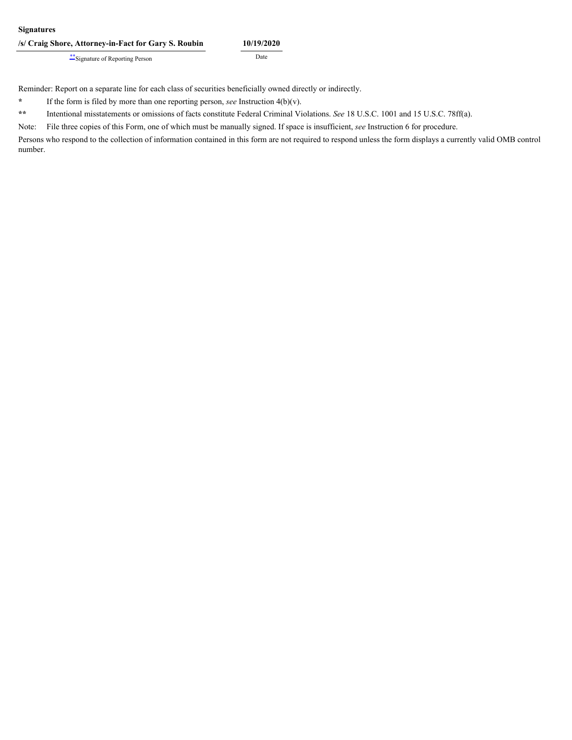**Signatures**

| | |
|---|---|
| **/s/ Craig Shore, Attorney-in-Fact for Gary S. Roubin** | **10/19/2020** |
| ** Signature of Reporting Person | Date |

Reminder: Report on a separate line for each class of securities beneficially owned directly or indirectly.

\* If the form is filed by more than one reporting person, *see* Instruction 4(b)(v).

** Intentional misstatements or omissions of facts constitute Federal Criminal Violations. *See* 18 U.S.C. 1001 and 15 U.S.C. 78ff(a).

Note: File three copies of this Form, one of which must be manually signed. If space is insufficient, *see* Instruction 6 for procedure.

Persons who respond to the collection of information contained in this form are not required to respond unless the form displays a currently valid OMB control number.